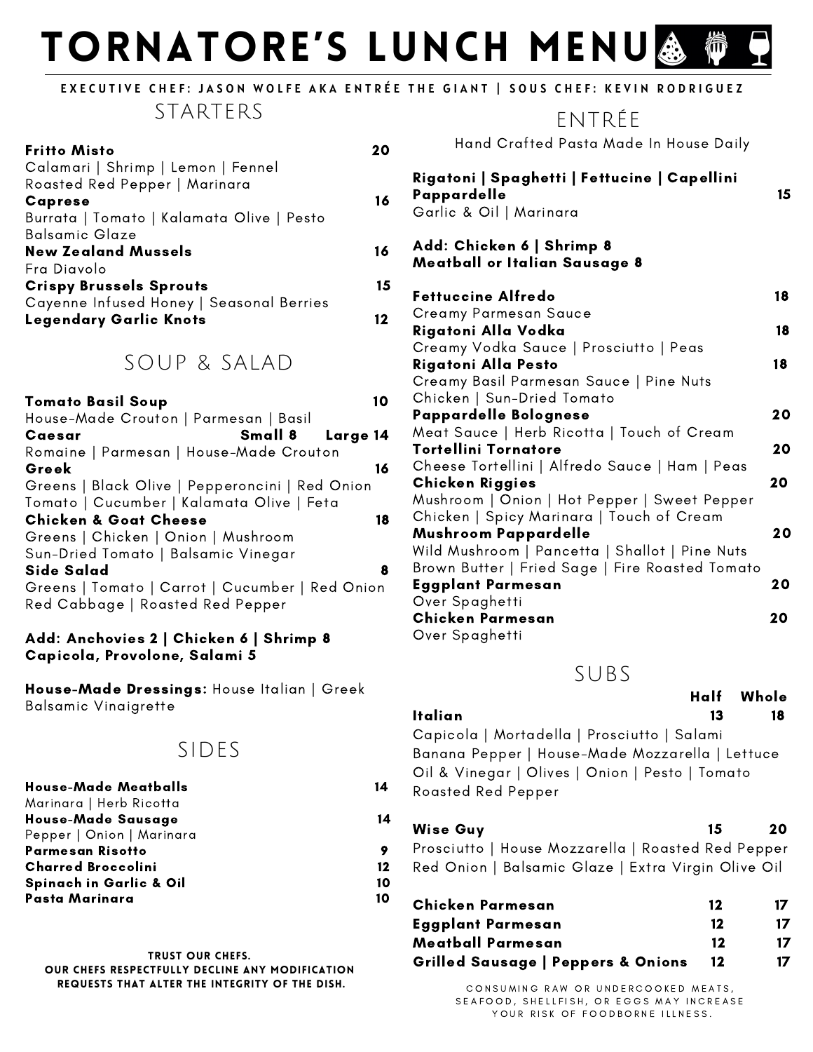# TORNATORE'S LUNCH MENU

**EXECUTIVE CHEF: JASON WOLFE AKA ENTRÉE THE GIANT | SOUS CHEF: KEVIN RODRIGUEZ**

## STARTERS

**Fritto Misto** 20
Calamari | Shrimp | Lemon | Fennel
Roasted Red Pepper | Marinara

**Caprese** 16
Burrata | Tomato | Kalamata Olive | Pesto
Balsamic Glaze

**New Zealand Mussels** 16
Fra Diavolo

**Crispy Brussels Sprouts** 15
Cayenne Infused Honey | Seasonal Berries

**Legendary Garlic Knots** 12

## SOUP & SALAD

**Tomato Basil Soup** 10
House-Made Crouton | Parmesan | Basil

**Caesar** Small 8 Large 14
Romaine | Parmesan | House-Made Crouton

**Greek** 16
Greens | Black Olive | Pepperoncini | Red Onion
Tomato | Cucumber | Kalamata Olive | Feta

**Chicken & Goat Cheese** 18
Greens | Chicken | Onion | Mushroom
Sun-Dried Tomato | Balsamic Vinegar

**Side Salad** 8
Greens | Tomato | Carrot | Cucumber | Red Onion
Red Cabbage | Roasted Red Pepper

**Add: Anchovies 2 | Chicken 6 | Shrimp 8**
**Capicola, Provolone, Salami 5**

**House-Made Dressings:** House Italian | Greek
Balsamic Vinaigrette

## SIDES

**House-Made Meatballs** 14
Marinara | Herb Ricotta

**House-Made Sausage** 14
Pepper | Onion | Marinara

**Parmesan Risotto** 9

**Charred Broccolini** 12

**Spinach in Garlic & Oil** 10

**Pasta Marinara** 10

**TRUST OUR CHEFS.**
**OUR CHEFS RESPECTFULLY DECLINE ANY MODIFICATION REQUESTS THAT ALTER THE INTEGRITY OF THE DISH.**

## ENTRÉE

Hand Crafted Pasta Made In House Daily

**Rigatoni | Spaghetti | Fettucine | Capellini**
**Pappardelle** 15
Garlic & Oil | Marinara

**Add: Chicken 6 | Shrimp 8**
**Meatball or Italian Sausage 8**

**Fettuccine Alfredo** 18
Creamy Parmesan Sauce

**Rigatoni Alla Vodka** 18
Creamy Vodka Sauce | Prosciutto | Peas

**Rigatoni Alla Pesto** 18
Creamy Basil Parmesan Sauce | Pine Nuts
Chicken | Sun-Dried Tomato

**Pappardelle Bolognese** 20
Meat Sauce | Herb Ricotta | Touch of Cream

**Tortellini Tornatore** 20
Cheese Tortellini | Alfredo Sauce | Ham | Peas

**Chicken Riggies** 20
Mushroom | Onion | Hot Pepper | Sweet Pepper
Chicken | Spicy Marinara | Touch of Cream

**Mushroom Pappardelle** 20
Wild Mushroom | Pancetta | Shallot | Pine Nuts
Brown Butter | Fried Sage | Fire Roasted Tomato

**Eggplant Parmesan** 20
Over Spaghetti

**Chicken Parmesan** 20
Over Spaghetti

## SUBS

| | Half | Whole |
|---|---|---|
| **Italian** | 13 | 18 |
| Capicola \| Mortadella \| Prosciutto \| Salami<br>Banana Pepper \| House-Made Mozzarella \| Lettuce<br>Oil & Vinegar \| Olives \| Onion \| Pesto \| Tomato<br>Roasted Red Pepper | | |
| **Wise Guy** | 15 | 20 |
| Prosciutto \| House Mozzarella \| Roasted Red Pepper<br>Red Onion \| Balsamic Glaze \| Extra Virgin Olive Oil | | |
| **Chicken Parmesan** | 12 | 17 |
| **Eggplant Parmesan** | 12 | 17 |
| **Meatball Parmesan** | 12 | 17 |
| **Grilled Sausage \| Peppers & Onions** | 12 | 17 |

CONSUMING RAW OR UNDERCOOKED MEATS, SEAFOOD, SHELLFISH, OR EGGS MAY INCREASE YOUR RISK OF FOODBORNE ILLNESS.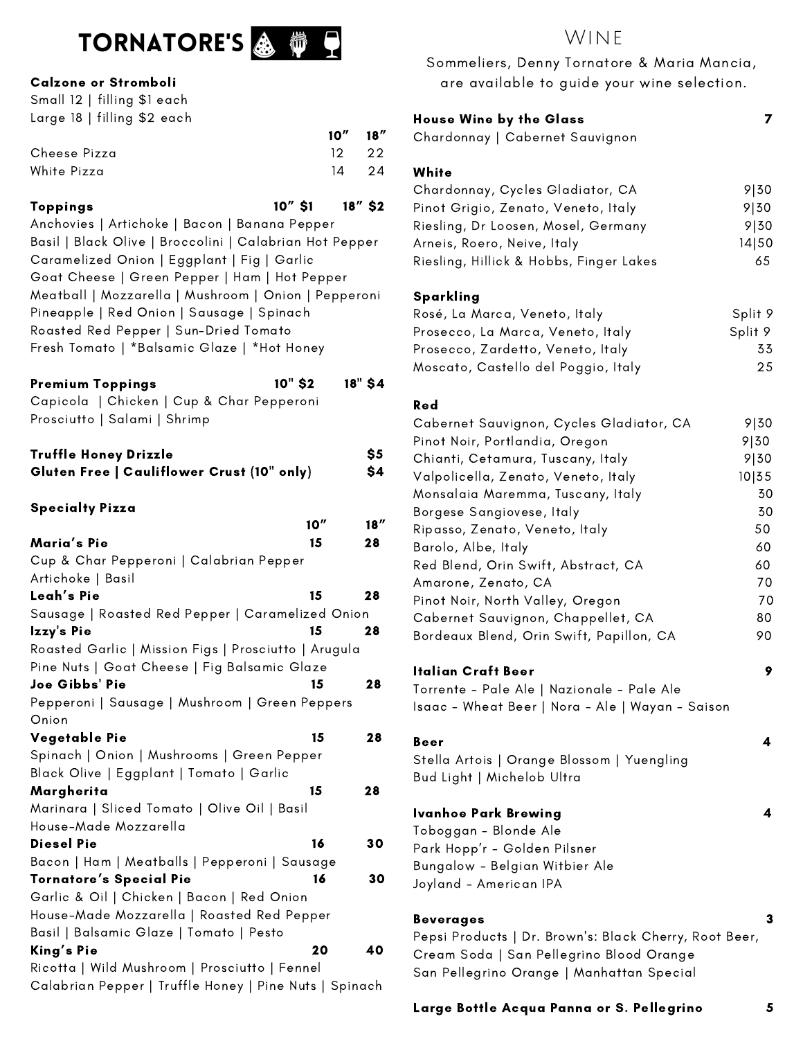# TORNATORE'S

**Calzone or Stromboli**
Small 12 | filling $1 each
Large 18 | filling $2 each

| | 10" | 18" |
|---|---|---|
| Cheese Pizza | 12 | 22 |
| White Pizza | 14 | 24 |

**Toppings** 10" $1 18" $2
Anchovies | Artichoke | Bacon | Banana Pepper
Basil | Black Olive | Broccolini | Calabrian Hot Pepper
Caramelized Onion | Eggplant | Fig | Garlic
Goat Cheese | Green Pepper | Ham | Hot Pepper
Meatball | Mozzarella | Mushroom | Onion | Pepperoni
Pineapple | Red Onion | Sausage | Spinach
Roasted Red Pepper | Sun-Dried Tomato
Fresh Tomato | *Balsamic Glaze | *Hot Honey

**Premium Toppings** 10" $2 18" $4
Capicola | Chicken | Cup & Char Pepperoni
Prosciutto | Salami | Shrimp

**Truffle Honey Drizzle** $5
**Gluten Free | Cauliflower Crust (10" only)** $4

**Specialty Pizza**

| | 10" | 18" |
|---|---|---|
| **Maria's Pie** | 15 | 28 |
| Cup & Char Pepperoni \| Calabrian Pepper Artichoke \| Basil | | |
| **Leah's Pie** | 15 | 28 |
| Sausage \| Roasted Red Pepper \| Caramelized Onion | | |
| **Izzy's Pie** | 15 | 28 |
| Roasted Garlic \| Mission Figs \| Prosciutto \| Arugula Pine Nuts \| Goat Cheese \| Fig Balsamic Glaze | | |
| **Joe Gibbs' Pie** | 15 | 28 |
| Pepperoni \| Sausage \| Mushroom \| Green Peppers Onion | | |
| **Vegetable Pie** | 15 | 28 |
| Spinach \| Onion \| Mushrooms \| Green Pepper Black Olive \| Eggplant \| Tomato \| Garlic | | |
| **Margherita** | 15 | 28 |
| Marinara \| Sliced Tomato \| Olive Oil \| Basil House-Made Mozzarella | | |
| **Diesel Pie** | 16 | 30 |
| Bacon \| Ham \| Meatballs \| Pepperoni \| Sausage | | |
| **Tornatore's Special Pie** | 16 | 30 |
| Garlic & Oil \| Chicken \| Bacon \| Red Onion House-Made Mozzarella \| Roasted Red Pepper Basil \| Balsamic Glaze \| Tomato \| Pesto | | |
| **King's Pie** | 20 | 40 |
| Ricotta \| Wild Mushroom \| Prosciutto \| Fennel Calabrian Pepper \| Truffle Honey \| Pine Nuts \| Spinach | | |

# WINE

Sommeliers, Denny Tornatore & Maria Mancia, are available to guide your wine selection.

**House Wine by the Glass** 7
Chardonnay | Cabernet Sauvignon

**White**

| | |
|---|---|
| Chardonnay, Cycles Gladiator, CA | 9\|30 |
| Pinot Grigio, Zenato, Veneto, Italy | 9\|30 |
| Riesling, Dr Loosen, Mosel, Germany | 9\|30 |
| Arneis, Roero, Neive, Italy | 14\|50 |
| Riesling, Hillick & Hobbs, Finger Lakes | 65 |

**Sparkling**

| | |
|---|---|
| Rosé, La Marca, Veneto, Italy | Split 9 |
| Prosecco, La Marca, Veneto, Italy | Split 9 |
| Prosecco, Zardetto, Veneto, Italy | 33 |
| Moscato, Castello del Poggio, Italy | 25 |

**Red**

| | |
|---|---|
| Cabernet Sauvignon, Cycles Gladiator, CA | 9\|30 |
| Pinot Noir, Portlandia, Oregon | 9\|30 |
| Chianti, Cetamura, Tuscany, Italy | 9\|30 |
| Valpolicella, Zenato, Veneto, Italy | 10\|35 |
| Monsalaia Maremma, Tuscany, Italy | 30 |
| Borgese Sangiovese, Italy | 30 |
| Ripasso, Zenato, Veneto, Italy | 50 |
| Barolo, Albe, Italy | 60 |
| Red Blend, Orin Swift, Abstract, CA | 60 |
| Amarone, Zenato, CA | 70 |
| Pinot Noir, North Valley, Oregon | 70 |
| Cabernet Sauvignon, Chappellet, CA | 80 |
| Bordeaux Blend, Orin Swift, Papillon, CA | 90 |

**Italian Craft Beer** 9
Torrente - Pale Ale | Nazionale - Pale Ale
Isaac - Wheat Beer | Nora - Ale | Wayan - Saison

**Beer** 4
Stella Artois | Orange Blossom | Yuengling
Bud Light | Michelob Ultra

**Ivanhoe Park Brewing** 4
Toboggan - Blonde Ale
Park Hopp'r - Golden Pilsner
Bungalow - Belgian Witbier Ale
Joyland - American IPA

**Beverages** 3
Pepsi Products | Dr. Brown's: Black Cherry, Root Beer, Cream Soda | San Pellegrino Blood Orange
San Pellegrino Orange | Manhattan Special

**Large Bottle Acqua Panna or S. Pellegrino** 5